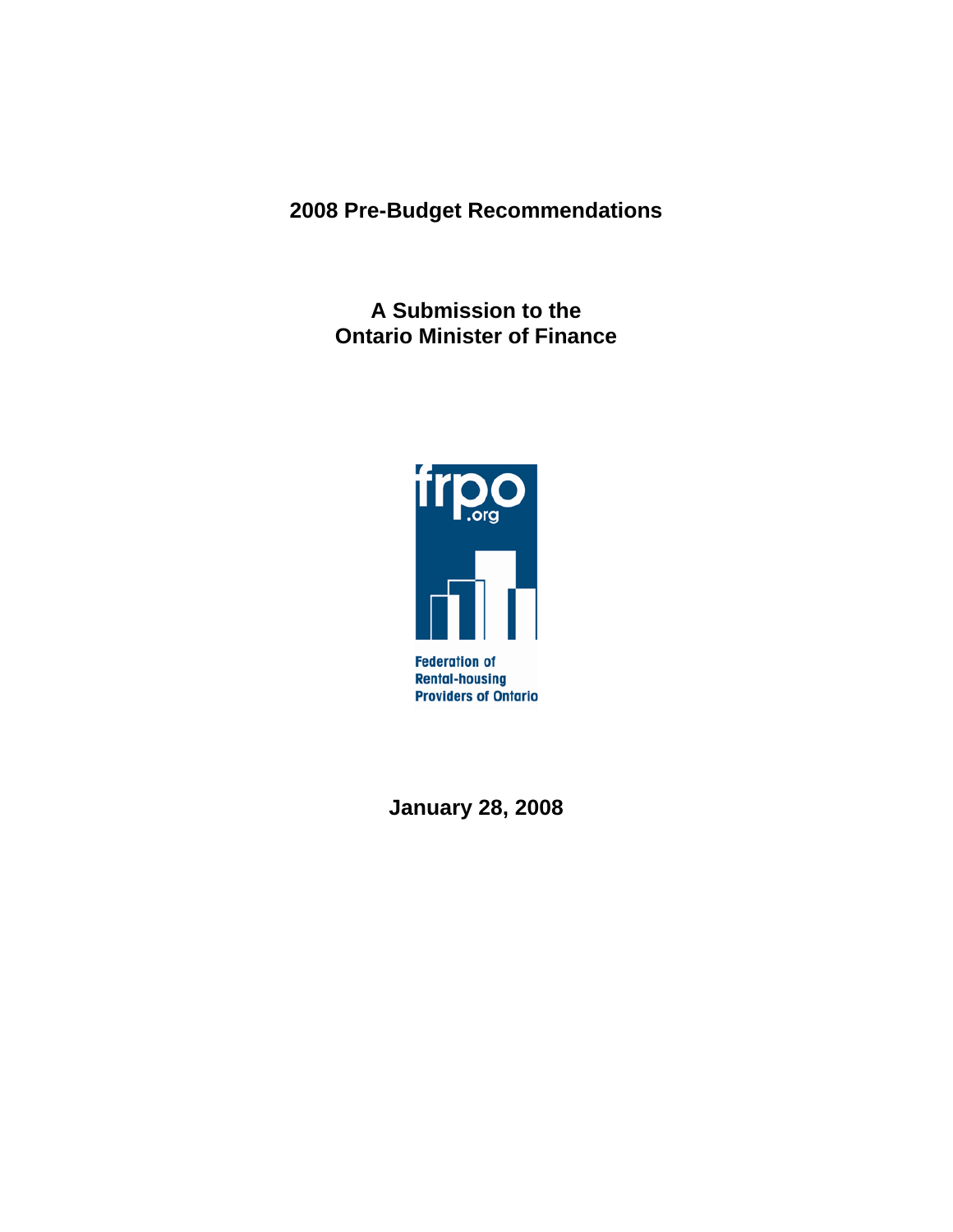# 2008 Pre-Budget Recommendations

## A Submission to the Ontario Minister of Finance

frpo.org

Federation of Rental-housing Providers of Ontario

**January 28, 2008**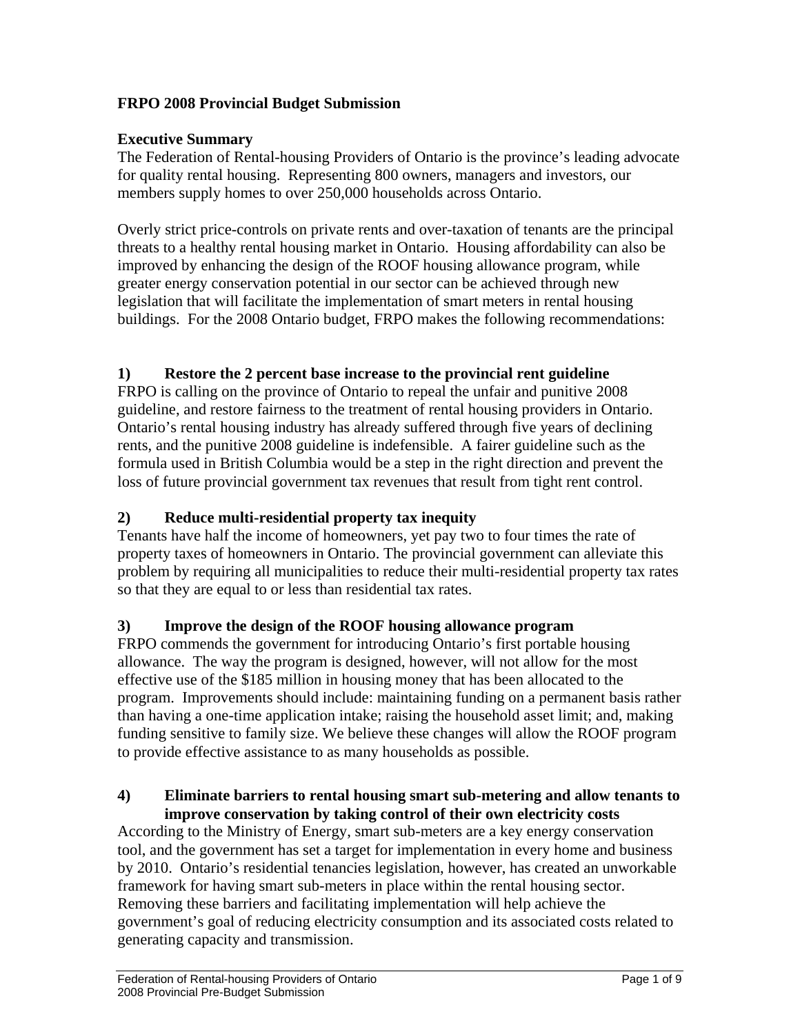**FRPO 2008 Provincial Budget Submission**

**Executive Summary**

The Federation of Rental-housing Providers of Ontario is the province's leading advocate for quality rental housing. Representing 800 owners, managers and investors, our members supply homes to over 250,000 households across Ontario.

Overly strict price-controls on private rents and over-taxation of tenants are the principal threats to a healthy rental housing market in Ontario. Housing affordability can also be improved by enhancing the design of the ROOF housing allowance program, while greater energy conservation potential in our sector can be achieved through new legislation that will facilitate the implementation of smart meters in rental housing buildings. For the 2008 Ontario budget, FRPO makes the following recommendations:

**1) Restore the 2 percent base increase to the provincial rent guideline**

FRPO is calling on the province of Ontario to repeal the unfair and punitive 2008 guideline, and restore fairness to the treatment of rental housing providers in Ontario. Ontario's rental housing industry has already suffered through five years of declining rents, and the punitive 2008 guideline is indefensible. A fairer guideline such as the formula used in British Columbia would be a step in the right direction and prevent the loss of future provincial government tax revenues that result from tight rent control.

**2) Reduce multi-residential property tax inequity**

Tenants have half the income of homeowners, yet pay two to four times the rate of property taxes of homeowners in Ontario. The provincial government can alleviate this problem by requiring all municipalities to reduce their multi-residential property tax rates so that they are equal to or less than residential tax rates.

**3) Improve the design of the ROOF housing allowance program**

FRPO commends the government for introducing Ontario's first portable housing allowance. The way the program is designed, however, will not allow for the most effective use of the $185 million in housing money that has been allocated to the program. Improvements should include: maintaining funding on a permanent basis rather than having a one-time application intake; raising the household asset limit; and, making funding sensitive to family size. We believe these changes will allow the ROOF program to provide effective assistance to as many households as possible.

**4) Eliminate barriers to rental housing smart sub-metering and allow tenants to improve conservation by taking control of their own electricity costs**

According to the Ministry of Energy, smart sub-meters are a key energy conservation tool, and the government has set a target for implementation in every home and business by 2010. Ontario's residential tenancies legislation, however, has created an unworkable framework for having smart sub-meters in place within the rental housing sector. Removing these barriers and facilitating implementation will help achieve the government's goal of reducing electricity consumption and its associated costs related to generating capacity and transmission.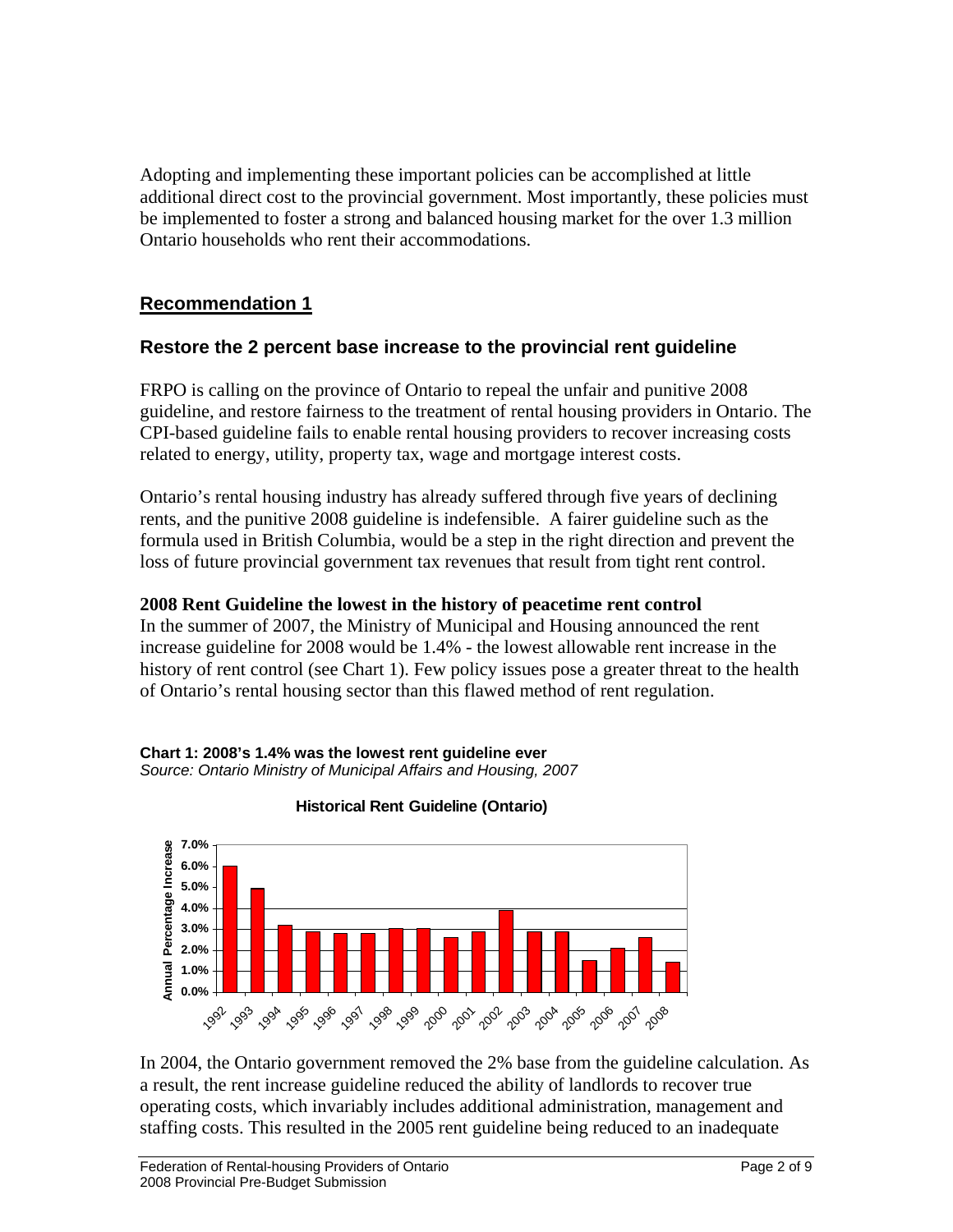Adopting and implementing these important policies can be accomplished at little additional direct cost to the provincial government. Most importantly, these policies must be implemented to foster a strong and balanced housing market for the over 1.3 million Ontario households who rent their accommodations.

## Recommendation 1

### Restore the 2 percent base increase to the provincial rent guideline

FRPO is calling on the province of Ontario to repeal the unfair and punitive 2008 guideline, and restore fairness to the treatment of rental housing providers in Ontario. The CPI-based guideline fails to enable rental housing providers to recover increasing costs related to energy, utility, property tax, wage and mortgage interest costs.

Ontario's rental housing industry has already suffered through five years of declining rents, and the punitive 2008 guideline is indefensible. A fairer guideline such as the formula used in British Columbia, would be a step in the right direction and prevent the loss of future provincial government tax revenues that result from tight rent control.

**2008 Rent Guideline the lowest in the history of peacetime rent control**

In the summer of 2007, the Ministry of Municipal and Housing announced the rent increase guideline for 2008 would be 1.4% - the lowest allowable rent increase in the history of rent control (see Chart 1). Few policy issues pose a greater threat to the health of Ontario's rental housing sector than this flawed method of rent regulation.

**Chart 1: 2008's 1.4% was the lowest rent guideline ever**
*Source: Ontario Ministry of Municipal Affairs and Housing, 2007*

**Historical Rent Guideline (Ontario)**

In 2004, the Ontario government removed the 2% base from the guideline calculation. As a result, the rent increase guideline reduced the ability of landlords to recover true operating costs, which invariably includes additional administration, management and staffing costs. This resulted in the 2005 rent guideline being reduced to an inadequate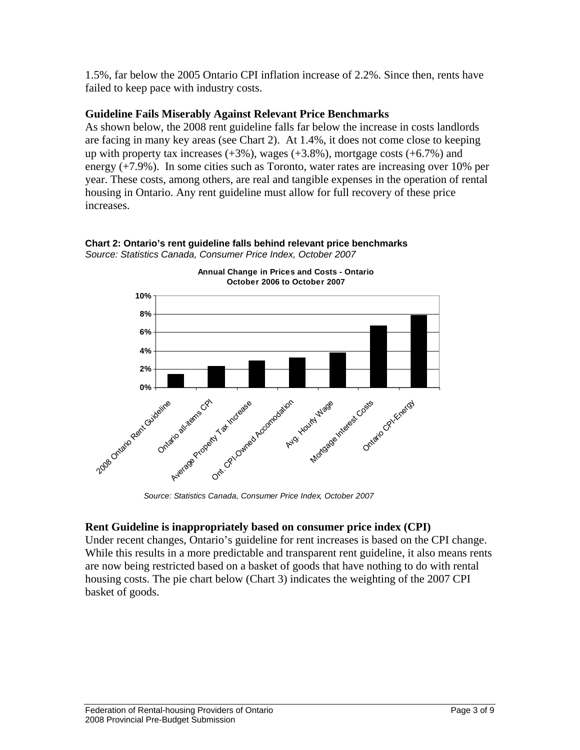1.5%, far below the 2005 Ontario CPI inflation increase of 2.2%. Since then, rents have failed to keep pace with industry costs.

### Guideline Fails Miserably Against Relevant Price Benchmarks

As shown below, the 2008 rent guideline falls far below the increase in costs landlords are facing in many key areas (see Chart 2). At 1.4%, it does not come close to keeping up with property tax increases (+3%), wages (+3.8%), mortgage costs (+6.7%) and energy (+7.9%). In some cities such as Toronto, water rates are increasing over 10% per year. These costs, among others, are real and tangible expenses in the operation of rental housing in Ontario. Any rent guideline must allow for full recovery of these price increases.

**Chart 2: Ontario's rent guideline falls behind relevant price benchmarks**
*Source: Statistics Canada, Consumer Price Index, October 2007*

**Annual Change in Prices and Costs - Ontario**
**October 2006 to October 2007**

| Category | Annual Change |
|---|---|
| 2008 Ontario Rent Guideline | ~1.4% |
| Ontario all-items CPI | ~2.3% |
| Average Property Tax Increase | ~3% |
| Ont. CPI-Owned Accomodation | ~3.3% |
| Avg. Hourly Wage | ~3.8% |
| Mortgage Interest Costs | ~6.7% |
| Ontario CPI-Energy | ~7.9% |

*Source: Statistics Canada, Consumer Price Index, October 2007*

### Rent Guideline is inappropriately based on consumer price index (CPI)

Under recent changes, Ontario's guideline for rent increases is based on the CPI change. While this results in a more predictable and transparent rent guideline, it also means rents are now being restricted based on a basket of goods that have nothing to do with rental housing costs. The pie chart below (Chart 3) indicates the weighting of the 2007 CPI basket of goods.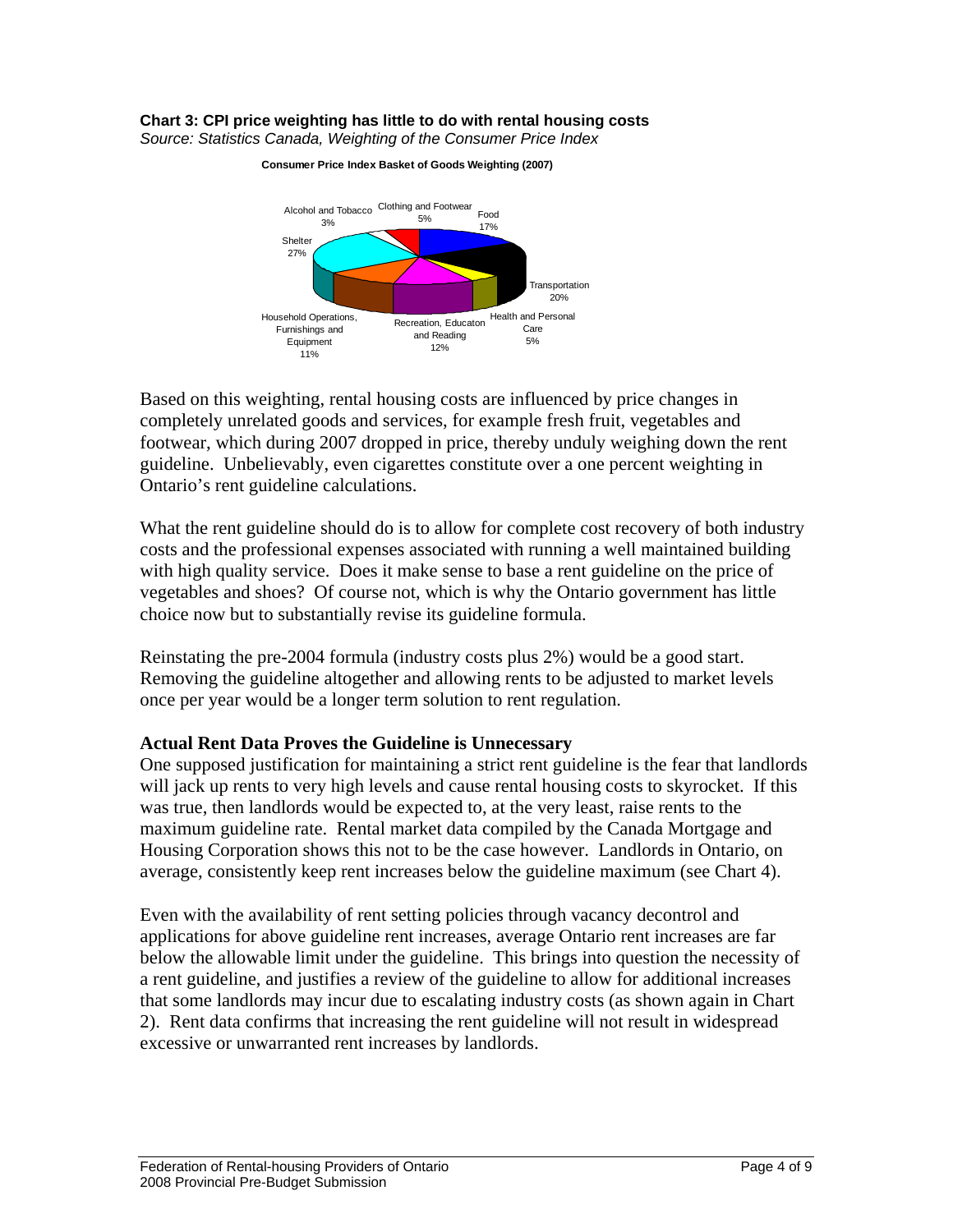**Chart 3: CPI price weighting has little to do with rental housing costs**
*Source: Statistics Canada, Weighting of the Consumer Price Index*

**Consumer Price Index Basket of Goods Weighting (2007)**

| Category | Weighting |
| --- | --- |
| Food | 17% |
| Transportation | 20% |
| Health and Personal Care | 5% |
| Recreation, Educaton and Reading | 12% |
| Household Operations, Furnishings and Equipment | 11% |
| Shelter | 27% |
| Alcohol and Tobacco | 3% |
| Clothing and Footwear | 5% |

Based on this weighting, rental housing costs are influenced by price changes in completely unrelated goods and services, for example fresh fruit, vegetables and footwear, which during 2007 dropped in price, thereby unduly weighing down the rent guideline. Unbelievably, even cigarettes constitute over a one percent weighting in Ontario's rent guideline calculations.

What the rent guideline should do is to allow for complete cost recovery of both industry costs and the professional expenses associated with running a well maintained building with high quality service. Does it make sense to base a rent guideline on the price of vegetables and shoes? Of course not, which is why the Ontario government has little choice now but to substantially revise its guideline formula.

Reinstating the pre-2004 formula (industry costs plus 2%) would be a good start. Removing the guideline altogether and allowing rents to be adjusted to market levels once per year would be a longer term solution to rent regulation.

## Actual Rent Data Proves the Guideline is Unnecessary

One supposed justification for maintaining a strict rent guideline is the fear that landlords will jack up rents to very high levels and cause rental housing costs to skyrocket. If this was true, then landlords would be expected to, at the very least, raise rents to the maximum guideline rate. Rental market data compiled by the Canada Mortgage and Housing Corporation shows this not to be the case however. Landlords in Ontario, on average, consistently keep rent increases below the guideline maximum (see Chart 4).

Even with the availability of rent setting policies through vacancy decontrol and applications for above guideline rent increases, average Ontario rent increases are far below the allowable limit under the guideline. This brings into question the necessity of a rent guideline, and justifies a review of the guideline to allow for additional increases that some landlords may incur due to escalating industry costs (as shown again in Chart 2). Rent data confirms that increasing the rent guideline will not result in widespread excessive or unwarranted rent increases by landlords.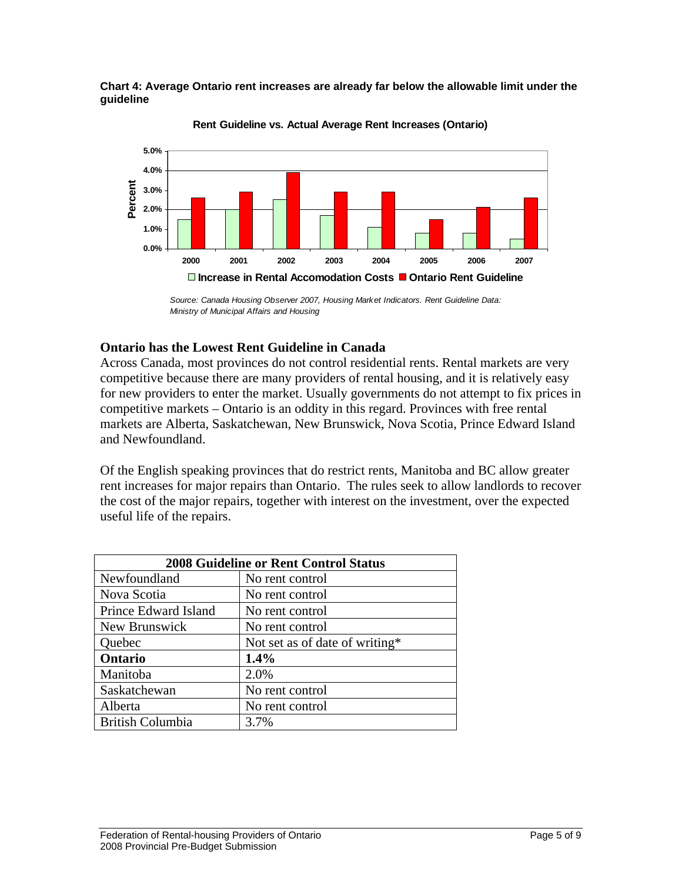**Chart 4: Average Ontario rent increases are already far below the allowable limit under the guideline**

*Source: Canada Housing Observer 2007, Housing Market Indicators. Rent Guideline Data: Ministry of Municipal Affairs and Housing*

### Ontario has the Lowest Rent Guideline in Canada

Across Canada, most provinces do not control residential rents. Rental markets are very competitive because there are many providers of rental housing, and it is relatively easy for new providers to enter the market. Usually governments do not attempt to fix prices in competitive markets – Ontario is an oddity in this regard. Provinces with free rental markets are Alberta, Saskatchewan, New Brunswick, Nova Scotia, Prince Edward Island and Newfoundland.

Of the English speaking provinces that do restrict rents, Manitoba and BC allow greater rent increases for major repairs than Ontario. The rules seek to allow landlords to recover the cost of the major repairs, together with interest on the investment, over the expected useful life of the repairs.

| 2008 Guideline or Rent Control Status | |
|---|---|
| Newfoundland | No rent control |
| Nova Scotia | No rent control |
| Prince Edward Island | No rent control |
| New Brunswick | No rent control |
| Quebec | Not set as of date of writing* |
| **Ontario** | **1.4%** |
| Manitoba | 2.0% |
| Saskatchewan | No rent control |
| Alberta | No rent control |
| British Columbia | 3.7% |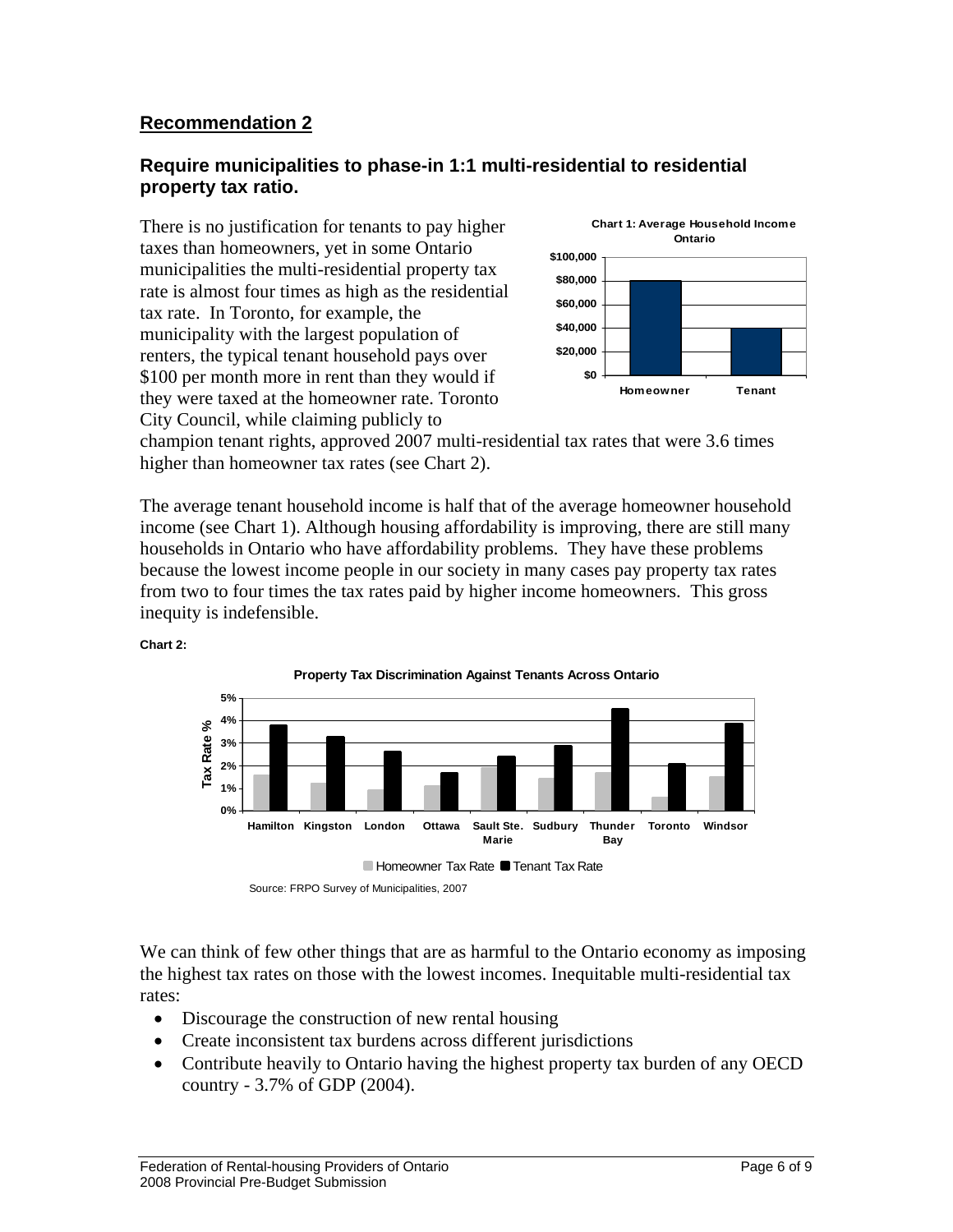## Recommendation 2

### Require municipalities to phase-in 1:1 multi-residential to residential property tax ratio.

There is no justification for tenants to pay higher taxes than homeowners, yet in some Ontario municipalities the multi-residential property tax rate is almost four times as high as the residential tax rate. In Toronto, for example, the municipality with the largest population of renters, the typical tenant household pays over $100 per month more in rent than they would if they were taxed at the homeowner rate. Toronto City Council, while claiming publicly to champion tenant rights, approved 2007 multi-residential tax rates that were 3.6 times higher than homeowner tax rates (see Chart 2).

**Chart 1: Average Household Income Ontario**

| | Average Household Income |
|---|---|
| Homeowner | $80,000 |
| Tenant | $40,000 |

The average tenant household income is half that of the average homeowner household income (see Chart 1). Although housing affordability is improving, there are still many households in Ontario who have affordability problems. They have these problems because the lowest income people in our society in many cases pay property tax rates from two to four times the tax rates paid by higher income homeowners. This gross inequity is indefensible.

**Chart 2:**

**Property Tax Discrimination Against Tenants Across Ontario**

Legend: Homeowner Tax Rate, Tenant Tax Rate

Cities shown: Hamilton, Kingston, London, Ottawa, Sault Ste. Marie, Sudbury, Thunder Bay, Toronto, Windsor

Source: FRPO Survey of Municipalities, 2007

We can think of few other things that are as harmful to the Ontario economy as imposing the highest tax rates on those with the lowest incomes. Inequitable multi-residential tax rates:

- Discourage the construction of new rental housing
- Create inconsistent tax burdens across different jurisdictions
- Contribute heavily to Ontario having the highest property tax burden of any OECD country - 3.7% of GDP (2004).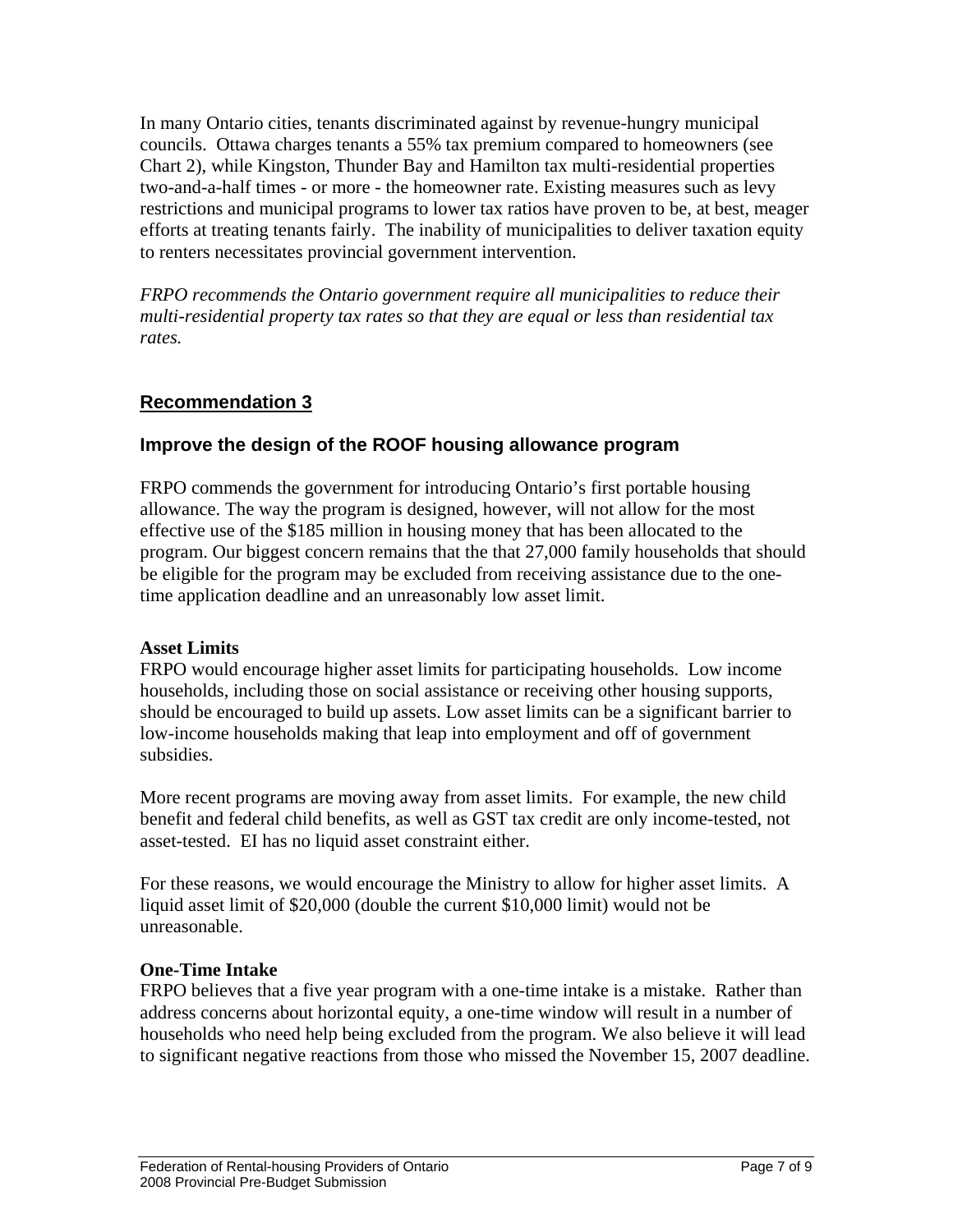In many Ontario cities, tenants discriminated against by revenue-hungry municipal councils. Ottawa charges tenants a 55% tax premium compared to homeowners (see Chart 2), while Kingston, Thunder Bay and Hamilton tax multi-residential properties two-and-a-half times - or more - the homeowner rate. Existing measures such as levy restrictions and municipal programs to lower tax ratios have proven to be, at best, meager efforts at treating tenants fairly. The inability of municipalities to deliver taxation equity to renters necessitates provincial government intervention.

*FRPO recommends the Ontario government require all municipalities to reduce their multi-residential property tax rates so that they are equal or less than residential tax rates.*

## Recommendation 3

### Improve the design of the ROOF housing allowance program

FRPO commends the government for introducing Ontario's first portable housing allowance. The way the program is designed, however, will not allow for the most effective use of the $185 million in housing money that has been allocated to the program. Our biggest concern remains that the that 27,000 family households that should be eligible for the program may be excluded from receiving assistance due to the one-time application deadline and an unreasonably low asset limit.

**Asset Limits**

FRPO would encourage higher asset limits for participating households. Low income households, including those on social assistance or receiving other housing supports, should be encouraged to build up assets. Low asset limits can be a significant barrier to low-income households making that leap into employment and off of government subsidies.

More recent programs are moving away from asset limits. For example, the new child benefit and federal child benefits, as well as GST tax credit are only income-tested, not asset-tested. EI has no liquid asset constraint either.

For these reasons, we would encourage the Ministry to allow for higher asset limits. A liquid asset limit of $20,000 (double the current $10,000 limit) would not be unreasonable.

**One-Time Intake**

FRPO believes that a five year program with a one-time intake is a mistake. Rather than address concerns about horizontal equity, a one-time window will result in a number of households who need help being excluded from the program. We also believe it will lead to significant negative reactions from those who missed the November 15, 2007 deadline.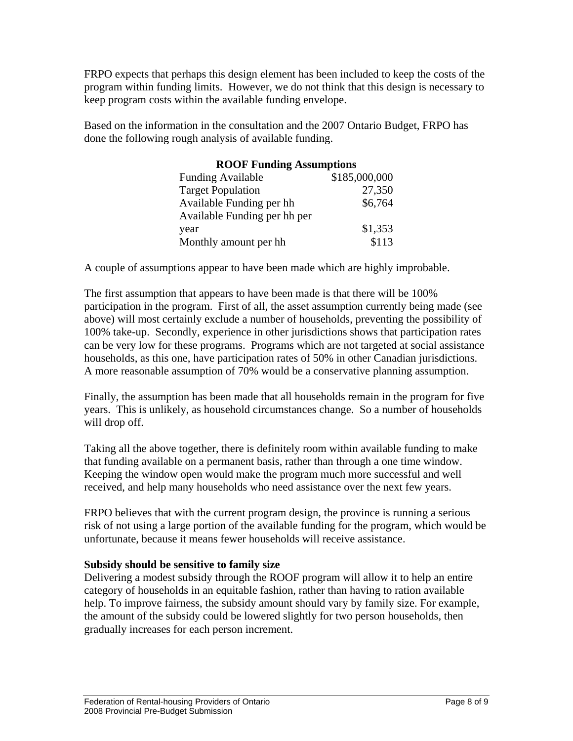FRPO expects that perhaps this design element has been included to keep the costs of the program within funding limits. However, we do not think that this design is necessary to keep program costs within the available funding envelope.

Based on the information in the consultation and the 2007 Ontario Budget, FRPO has done the following rough analysis of available funding.

| ROOF Funding Assumptions | |
|---|---|
| Funding Available | \$185,000,000 |
| Target Population | 27,350 |
| Available Funding per hh | \$6,764 |
| Available Funding per hh per year | \$1,353 |
| Monthly amount per hh | \$113 |

A couple of assumptions appear to have been made which are highly improbable.

The first assumption that appears to have been made is that there will be 100% participation in the program. First of all, the asset assumption currently being made (see above) will most certainly exclude a number of households, preventing the possibility of 100% take-up. Secondly, experience in other jurisdictions shows that participation rates can be very low for these programs. Programs which are not targeted at social assistance households, as this one, have participation rates of 50% in other Canadian jurisdictions. A more reasonable assumption of 70% would be a conservative planning assumption.

Finally, the assumption has been made that all households remain in the program for five years. This is unlikely, as household circumstances change. So a number of households will drop off.

Taking all the above together, there is definitely room within available funding to make that funding available on a permanent basis, rather than through a one time window. Keeping the window open would make the program much more successful and well received, and help many households who need assistance over the next few years.

FRPO believes that with the current program design, the province is running a serious risk of not using a large portion of the available funding for the program, which would be unfortunate, because it means fewer households will receive assistance.

**Subsidy should be sensitive to family size**

Delivering a modest subsidy through the ROOF program will allow it to help an entire category of households in an equitable fashion, rather than having to ration available help. To improve fairness, the subsidy amount should vary by family size. For example, the amount of the subsidy could be lowered slightly for two person households, then gradually increases for each person increment.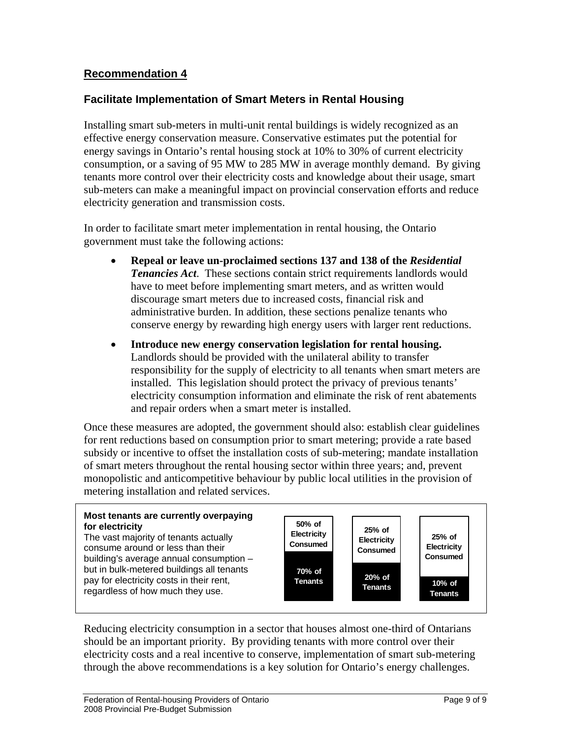## Recommendation 4

### Facilitate Implementation of Smart Meters in Rental Housing

Installing smart sub-meters in multi-unit rental buildings is widely recognized as an effective energy conservation measure. Conservative estimates put the potential for energy savings in Ontario's rental housing stock at 10% to 30% of current electricity consumption, or a saving of 95 MW to 285 MW in average monthly demand. By giving tenants more control over their electricity costs and knowledge about their usage, smart sub-meters can make a meaningful impact on provincial conservation efforts and reduce electricity generation and transmission costs.

In order to facilitate smart meter implementation in rental housing, the Ontario government must take the following actions:

- **Repeal or leave un-proclaimed sections 137 and 138 of the *Residential Tenancies Act*.** These sections contain strict requirements landlords would have to meet before implementing smart meters, and as written would discourage smart meters due to increased costs, financial risk and administrative burden. In addition, these sections penalize tenants who conserve energy by rewarding high energy users with larger rent reductions.
- **Introduce new energy conservation legislation for rental housing.** Landlords should be provided with the unilateral ability to transfer responsibility for the supply of electricity to all tenants when smart meters are installed. This legislation should protect the privacy of previous tenants' electricity consumption information and eliminate the risk of rent abatements and repair orders when a smart meter is installed.

Once these measures are adopted, the government should also: establish clear guidelines for rent reductions based on consumption prior to smart metering; provide a rate based subsidy or incentive to offset the installation costs of sub-metering; mandate installation of smart meters throughout the rental housing sector within three years; and, prevent monopolistic and anticompetitive behaviour by public local utilities in the provision of metering installation and related services.

**Most tenants are currently overpaying for electricity**
The vast majority of tenants actually consume around or less than their building's average annual consumption – but in bulk-metered buildings all tenants pay for electricity costs in their rent, regardless of how much they use.

50% of Electricity Consumed
70% of Tenants

25% of Electricity Consumed
20% of Tenants

25% of Electricity Consumed
10% of Tenants

Reducing electricity consumption in a sector that houses almost one-third of Ontarians should be an important priority. By providing tenants with more control over their electricity costs and a real incentive to conserve, implementation of smart sub-metering through the above recommendations is a key solution for Ontario's energy challenges.